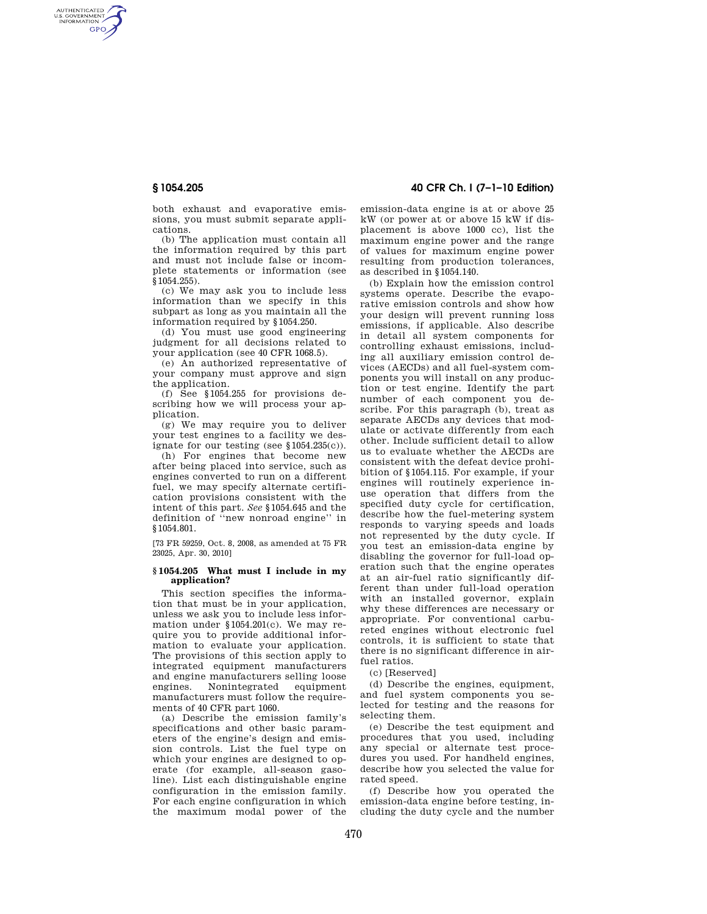both exhaust and evaporative emissions, you must submit separate applications.

(b) The application must contain all the information required by this part and must not include false or incomplete statements or information (see §1054.255).

(c) We may ask you to include less information than we specify in this subpart as long as you maintain all the information required by §1054.250.

(d) You must use good engineering judgment for all decisions related to your application (see 40 CFR 1068.5).

(e) An authorized representative of your company must approve and sign the application.

(f) See §1054.255 for provisions describing how we will process your application.

(g) We may require you to deliver your test engines to a facility we designate for our testing (see §1054.235(c)).

(h) For engines that become new after being placed into service, such as engines converted to run on a different fuel, we may specify alternate certification provisions consistent with the intent of this part. *See* §1054.645 and the definition of "new nonroad engine" in §1054.801.

[73 FR 59259, Oct. 8, 2008, as amended at 75 FR 23025, Apr. 30, 2010]

### §1054.205 What must I include in my application?

This section specifies the information that must be in your application, unless we ask you to include less information under §1054.201(c). We may require you to provide additional information to evaluate your application. The provisions of this section apply to integrated equipment manufacturers and engine manufacturers selling loose engines. Nonintegrated equipment manufacturers must follow the requirements of 40 CFR part 1060.

(a) Describe the emission family's specifications and other basic parameters of the engine's design and emission controls. List the fuel type on which your engines are designed to operate (for example, all-season gasoline). List each distinguishable engine configuration in the emission family. For each engine configuration in which the maximum modal power of the emission-data engine is at or above 25 kW (or power at or above 15 kW if displacement is above 1000 cc), list the maximum engine power and the range of values for maximum engine power resulting from production tolerances, as described in §1054.140.

(b) Explain how the emission control systems operate. Describe the evaporative emission controls and show how your design will prevent running loss emissions, if applicable. Also describe in detail all system components for controlling exhaust emissions, including all auxiliary emission control devices (AECDs) and all fuel-system components you will install on any production or test engine. Identify the part number of each component you describe. For this paragraph (b), treat as separate AECDs any devices that modulate or activate differently from each other. Include sufficient detail to allow us to evaluate whether the AECDs are consistent with the defeat device prohibition of §1054.115. For example, if your engines will routinely experience in-use operation that differs from the specified duty cycle for certification, describe how the fuel-metering system responds to varying speeds and loads not represented by the duty cycle. If you test an emission-data engine by disabling the governor for full-load operation such that the engine operates at an air-fuel ratio significantly different than under full-load operation with an installed governor, explain why these differences are necessary or appropriate. For conventional carbureted engines without electronic fuel controls, it is sufficient to state that there is no significant difference in air-fuel ratios.

(c) [Reserved]

(d) Describe the engines, equipment, and fuel system components you selected for testing and the reasons for selecting them.

(e) Describe the test equipment and procedures that you used, including any special or alternate test procedures you used. For handheld engines, describe how you selected the value for rated speed.

(f) Describe how you operated the emission-data engine before testing, including the duty cycle and the number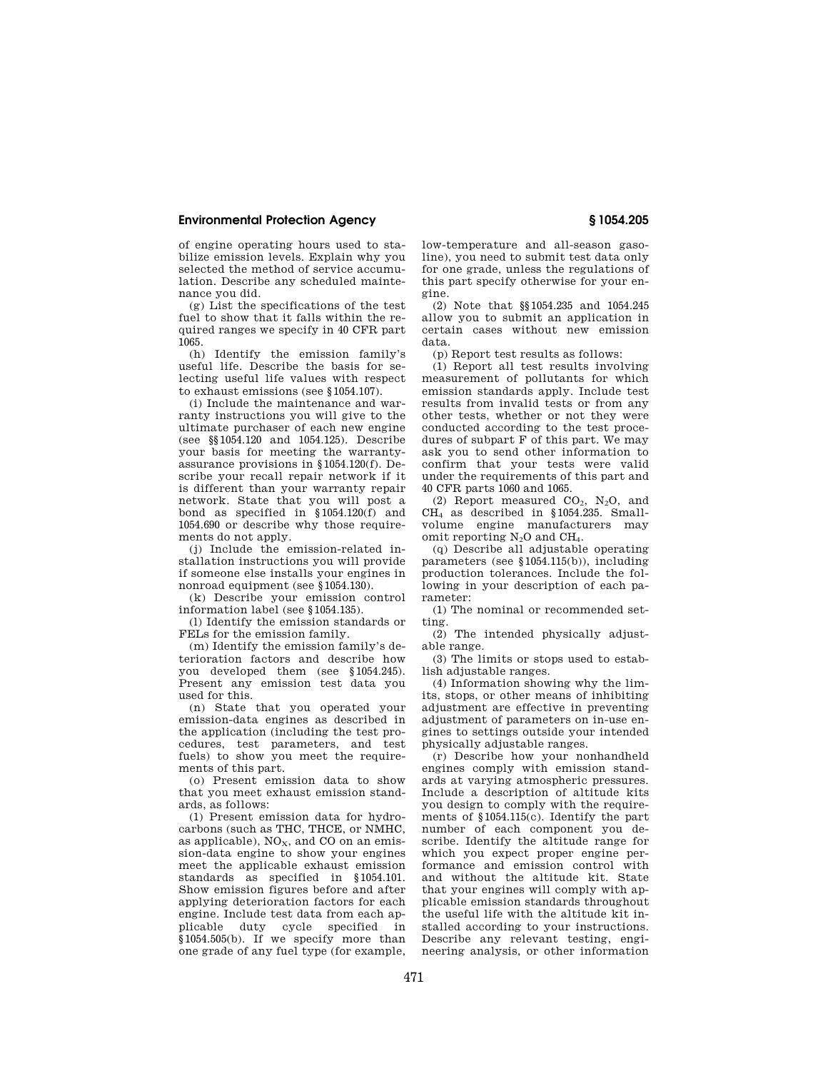of engine operating hours used to stabilize emission levels. Explain why you selected the method of service accumulation. Describe any scheduled maintenance you did.

(g) List the specifications of the test fuel to show that it falls within the required ranges we specify in 40 CFR part 1065.

(h) Identify the emission family's useful life. Describe the basis for selecting useful life values with respect to exhaust emissions (see §1054.107).

(i) Include the maintenance and warranty instructions you will give to the ultimate purchaser of each new engine (see §§1054.120 and 1054.125). Describe your basis for meeting the warranty-assurance provisions in §1054.120(f). Describe your recall repair network if it is different than your warranty repair network. State that you will post a bond as specified in §1054.120(f) and 1054.690 or describe why those requirements do not apply.

(j) Include the emission-related installation instructions you will provide if someone else installs your engines in nonroad equipment (see §1054.130).

(k) Describe your emission control information label (see §1054.135).

(l) Identify the emission standards or FELs for the emission family.

(m) Identify the emission family's deterioration factors and describe how you developed them (see §1054.245). Present any emission test data you used for this.

(n) State that you operated your emission-data engines as described in the application (including the test procedures, test parameters, and test fuels) to show you meet the requirements of this part.

(o) Present emission data to show that you meet exhaust emission standards, as follows:

(1) Present emission data for hydrocarbons (such as THC, THCE, or NMHC, as applicable), $NO_X$, and CO on an emission-data engine to show your engines meet the applicable exhaust emission standards as specified in §1054.101. Show emission figures before and after applying deterioration factors for each engine. Include test data from each applicable duty cycle specified in §1054.505(b). If we specify more than one grade of any fuel type (for example, low-temperature and all-season gasoline), you need to submit test data only for one grade, unless the regulations of this part specify otherwise for your engine.

(2) Note that §§1054.235 and 1054.245 allow you to submit an application in certain cases without new emission data.

(p) Report test results as follows:

(1) Report all test results involving measurement of pollutants for which emission standards apply. Include test results from invalid tests or from any other tests, whether or not they were conducted according to the test procedures of subpart F of this part. We may ask you to send other information to confirm that your tests were valid under the requirements of this part and 40 CFR parts 1060 and 1065.

(2) Report measured $CO_2$, $N_2O$, and $CH_4$ as described in §1054.235. Small-volume engine manufacturers may omit reporting $N_2O$ and $CH_4$.

(q) Describe all adjustable operating parameters (see §1054.115(b)), including production tolerances. Include the following in your description of each parameter:

(1) The nominal or recommended setting.

(2) The intended physically adjustable range.

(3) The limits or stops used to establish adjustable ranges.

(4) Information showing why the limits, stops, or other means of inhibiting adjustment are effective in preventing adjustment of parameters on in-use engines to settings outside your intended physically adjustable ranges.

(r) Describe how your nonhandheld engines comply with emission standards at varying atmospheric pressures. Include a description of altitude kits you design to comply with the requirements of §1054.115(c). Identify the part number of each component you describe. Identify the altitude range for which you expect proper engine performance and emission control with and without the altitude kit. State that your engines will comply with applicable emission standards throughout the useful life with the altitude kit installed according to your instructions. Describe any relevant testing, engineering analysis, or other information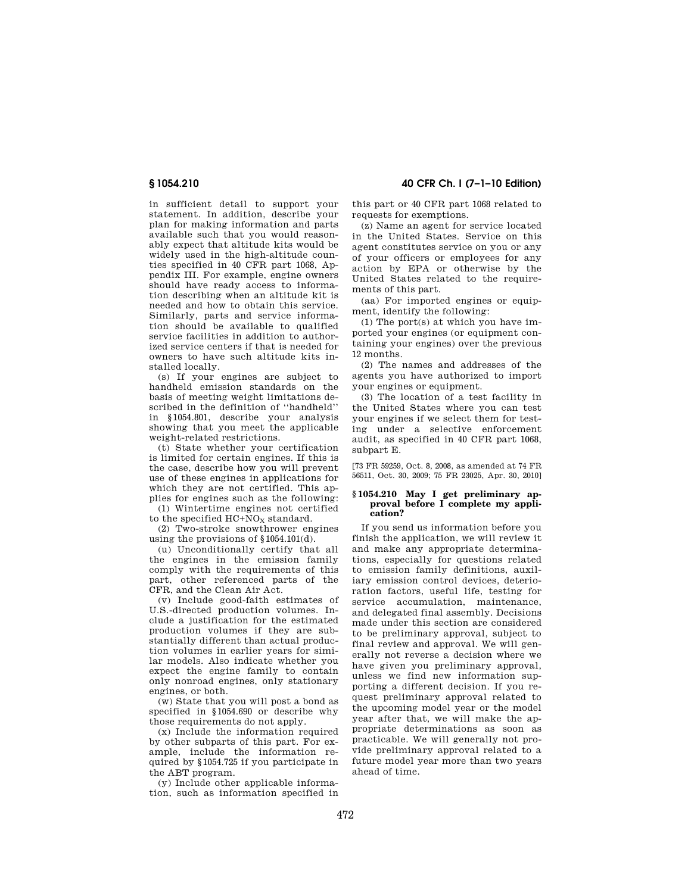in sufficient detail to support your statement. In addition, describe your plan for making information and parts available such that you would reasonably expect that altitude kits would be widely used in the high-altitude counties specified in 40 CFR part 1068, Appendix III. For example, engine owners should have ready access to information describing when an altitude kit is needed and how to obtain this service. Similarly, parts and service information should be available to qualified service facilities in addition to authorized service centers if that is needed for owners to have such altitude kits installed locally.

(s) If your engines are subject to handheld emission standards on the basis of meeting weight limitations described in the definition of ''handheld'' in §1054.801, describe your analysis showing that you meet the applicable weight-related restrictions.

(t) State whether your certification is limited for certain engines. If this is the case, describe how you will prevent use of these engines in applications for which they are not certified. This applies for engines such as the following:

(1) Wintertime engines not certified to the specified $HC+NO_X$ standard.

(2) Two-stroke snowthrower engines using the provisions of §1054.101(d).

(u) Unconditionally certify that all the engines in the emission family comply with the requirements of this part, other referenced parts of the CFR, and the Clean Air Act.

(v) Include good-faith estimates of U.S.-directed production volumes. Include a justification for the estimated production volumes if they are substantially different than actual production volumes in earlier years for similar models. Also indicate whether you expect the engine family to contain only nonroad engines, only stationary engines, or both.

(w) State that you will post a bond as specified in §1054.690 or describe why those requirements do not apply.

(x) Include the information required by other subparts of this part. For example, include the information required by §1054.725 if you participate in the ABT program.

(y) Include other applicable information, such as information specified in this part or 40 CFR part 1068 related to requests for exemptions.

(z) Name an agent for service located in the United States. Service on this agent constitutes service on you or any of your officers or employees for any action by EPA or otherwise by the United States related to the requirements of this part.

(aa) For imported engines or equipment, identify the following:

(1) The port(s) at which you have imported your engines (or equipment containing your engines) over the previous 12 months.

(2) The names and addresses of the agents you have authorized to import your engines or equipment.

(3) The location of a test facility in the United States where you can test your engines if we select them for testing under a selective enforcement audit, as specified in 40 CFR part 1068, subpart E.

[73 FR 59259, Oct. 8, 2008, as amended at 74 FR 56511, Oct. 30, 2009; 75 FR 23025, Apr. 30, 2010]

### § 1054.210 May I get preliminary approval before I complete my application?

If you send us information before you finish the application, we will review it and make any appropriate determinations, especially for questions related to emission family definitions, auxiliary emission control devices, deterioration factors, useful life, testing for service accumulation, maintenance, and delegated final assembly. Decisions made under this section are considered to be preliminary approval, subject to final review and approval. We will generally not reverse a decision where we have given you preliminary approval, unless we find new information supporting a different decision. If you request preliminary approval related to the upcoming model year or the model year after that, we will make the appropriate determinations as soon as practicable. We will generally not provide preliminary approval related to a future model year more than two years ahead of time.